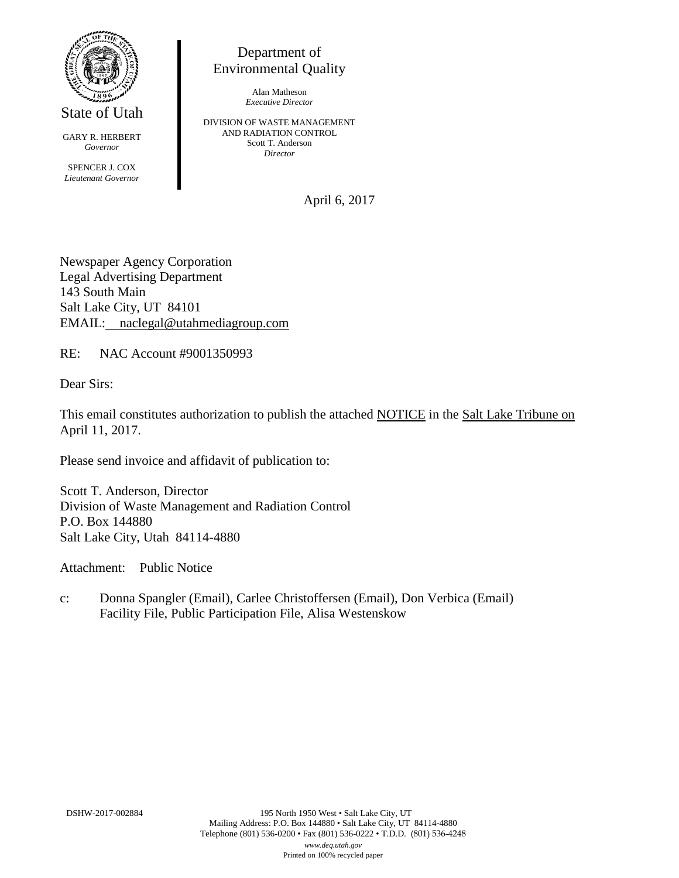State of Utah

GARY R. HERBERT
*Governor*

SPENCER J. COX
*Lieutenant Governor*

Department of
Environmental Quality

Alan Matheson
*Executive Director*

DIVISION OF WASTE MANAGEMENT
AND RADIATION CONTROL
Scott T. Anderson
*Director*

April 6, 2017

Newspaper Agency Corporation
Legal Advertising Department
143 South Main
Salt Lake City, UT 84101
EMAIL: naclegal@utahmediagroup.com

RE: NAC Account #9001350993

Dear Sirs:

This email constitutes authorization to publish the attached NOTICE in the Salt Lake Tribune on April 11, 2017.

Please send invoice and affidavit of publication to:

Scott T. Anderson, Director
Division of Waste Management and Radiation Control
P.O. Box 144880
Salt Lake City, Utah 84114-4880

Attachment: Public Notice

c: Donna Spangler (Email), Carlee Christoffersen (Email), Don Verbica (Email)
Facility File, Public Participation File, Alisa Westenskow

DSHW-2017-002884

195 North 1950 West • Salt Lake City, UT
Mailing Address: P.O. Box 144880 • Salt Lake City, UT 84114-4880
Telephone (801) 536-0200 • Fax (801) 536-0222 • T.D.D. (801) 536-4248
*www.deq.utah.gov*
Printed on 100% recycled paper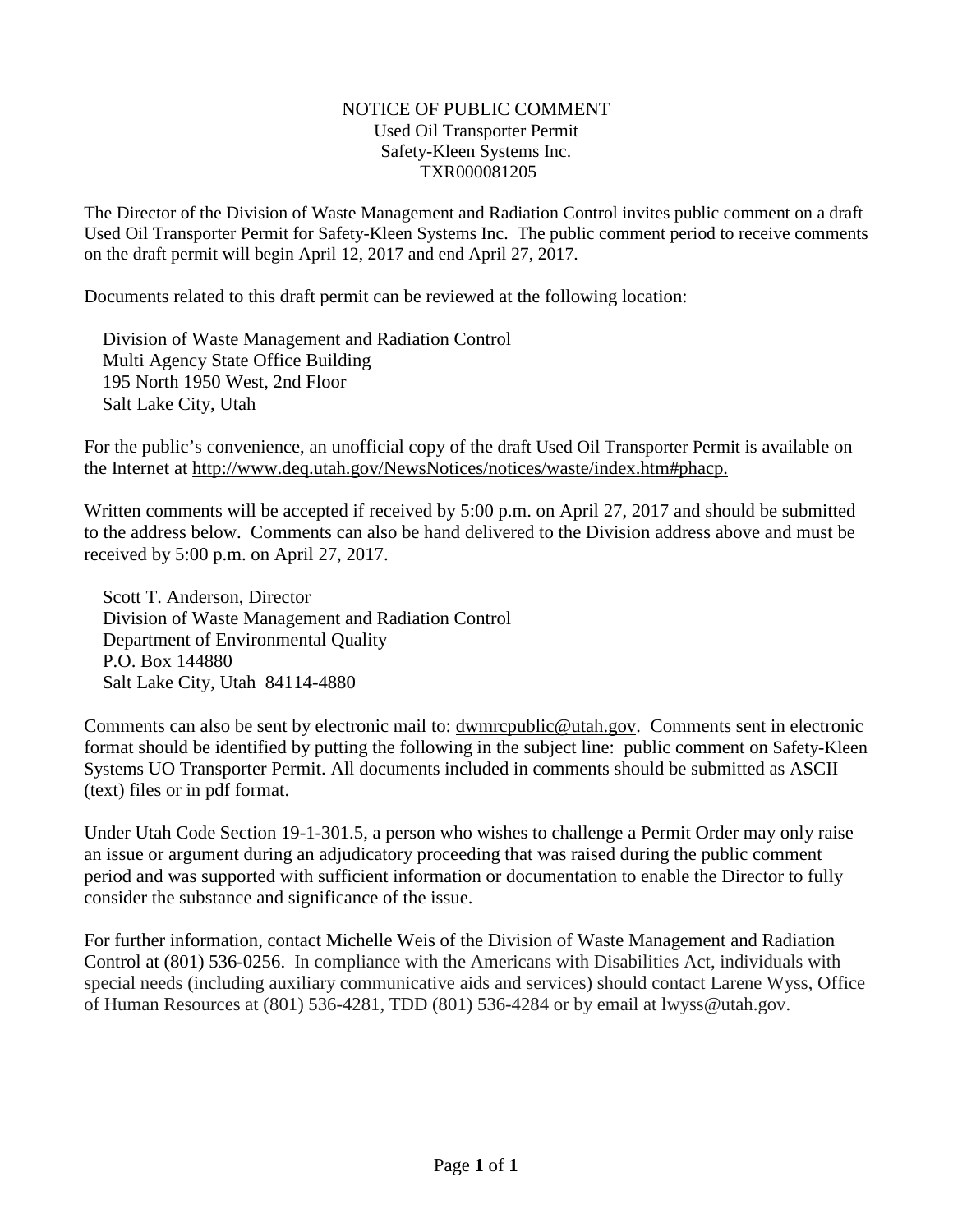# NOTICE OF PUBLIC COMMENT

Used Oil Transporter Permit
Safety-Kleen Systems Inc.
TXR000081205

The Director of the Division of Waste Management and Radiation Control invites public comment on a draft Used Oil Transporter Permit for Safety-Kleen Systems Inc. The public comment period to receive comments on the draft permit will begin April 12, 2017 and end April 27, 2017.

Documents related to this draft permit can be reviewed at the following location:

Division of Waste Management and Radiation Control
Multi Agency State Office Building
195 North 1950 West, 2nd Floor
Salt Lake City, Utah

For the public's convenience, an unofficial copy of the draft Used Oil Transporter Permit is available on the Internet at http://www.deq.utah.gov/NewsNotices/notices/waste/index.htm#phacp.

Written comments will be accepted if received by 5:00 p.m. on April 27, 2017 and should be submitted to the address below. Comments can also be hand delivered to the Division address above and must be received by 5:00 p.m. on April 27, 2017.

Scott T. Anderson, Director
Division of Waste Management and Radiation Control
Department of Environmental Quality
P.O. Box 144880
Salt Lake City, Utah 84114-4880

Comments can also be sent by electronic mail to: dwmrcpublic@utah.gov. Comments sent in electronic format should be identified by putting the following in the subject line: public comment on Safety-Kleen Systems UO Transporter Permit. All documents included in comments should be submitted as ASCII (text) files or in pdf format.

Under Utah Code Section 19-1-301.5, a person who wishes to challenge a Permit Order may only raise an issue or argument during an adjudicatory proceeding that was raised during the public comment period and was supported with sufficient information or documentation to enable the Director to fully consider the substance and significance of the issue.

For further information, contact Michelle Weis of the Division of Waste Management and Radiation Control at (801) 536-0256. In compliance with the Americans with Disabilities Act, individuals with special needs (including auxiliary communicative aids and services) should contact Larene Wyss, Office of Human Resources at (801) 536-4281, TDD (801) 536-4284 or by email at lwyss@utah.gov.